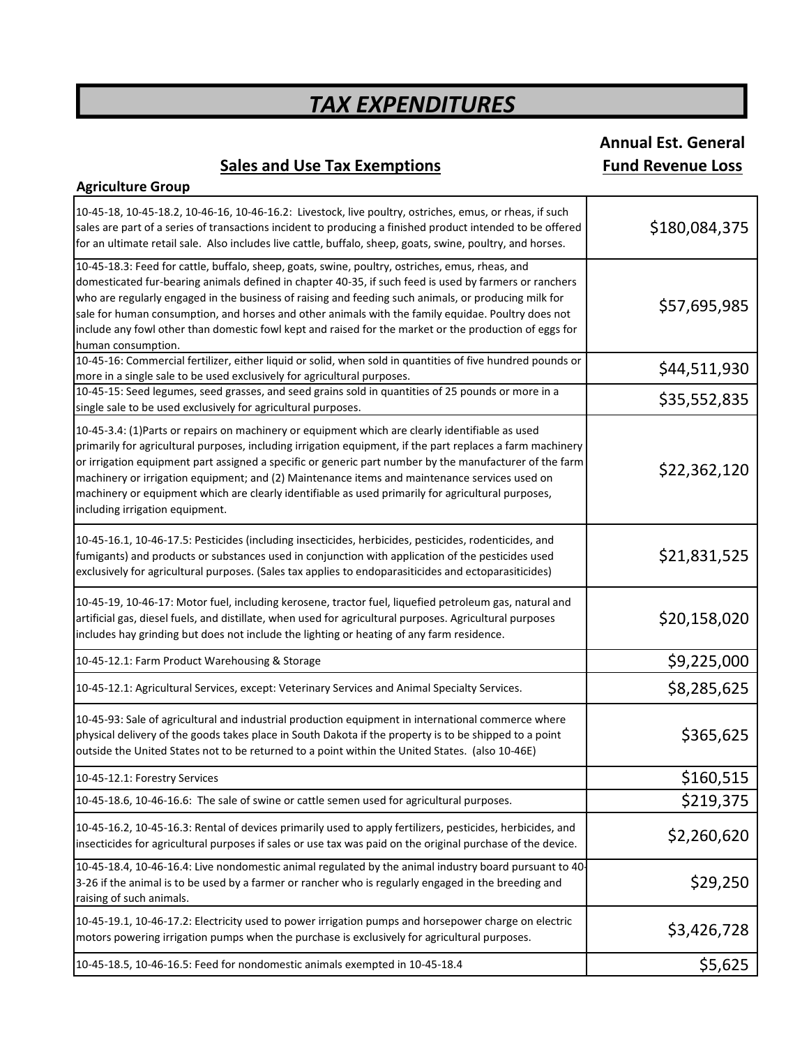# TAX EXPENDITURES

## Sales and Use Tax Exemptions

**Agriculture Group**

| Sales and Use Tax Exemptions | Annual Est. General Fund Revenue Loss |
|---|---|
| 10-45-18, 10-45-18.2, 10-46-16, 10-46-16.2: Livestock, live poultry, ostriches, emus, or rheas, if such sales are part of a series of transactions incident to producing a finished product intended to be offered for an ultimate retail sale. Also includes live cattle, buffalo, sheep, goats, swine, poultry, and horses. | $180,084,375 |
| 10-45-18.3: Feed for cattle, buffalo, sheep, goats, swine, poultry, ostriches, emus, rheas, and domesticated fur-bearing animals defined in chapter 40-35, if such feed is used by farmers or ranchers who are regularly engaged in the business of raising and feeding such animals, or producing milk for sale for human consumption, and horses and other animals with the family equidae. Poultry does not include any fowl other than domestic fowl kept and raised for the market or the production of eggs for human consumption. | $57,695,985 |
| 10-45-16: Commercial fertilizer, either liquid or solid, when sold in quantities of five hundred pounds or more in a single sale to be used exclusively for agricultural purposes. | $44,511,930 |
| 10-45-15: Seed legumes, seed grasses, and seed grains sold in quantities of 25 pounds or more in a single sale to be used exclusively for agricultural purposes. | $35,552,835 |
| 10-45-3.4: (1)Parts or repairs on machinery or equipment which are clearly identifiable as used primarily for agricultural purposes, including irrigation equipment, if the part replaces a farm machinery or irrigation equipment part assigned a specific or generic part number by the manufacturer of the farm machinery or irrigation equipment; and (2) Maintenance items and maintenance services used on machinery or equipment which are clearly identifiable as used primarily for agricultural purposes, including irrigation equipment. | $22,362,120 |
| 10-45-16.1, 10-46-17.5: Pesticides (including insecticides, herbicides, pesticides, rodenticides, and fumigants) and products or substances used in conjunction with application of the pesticides used exclusively for agricultural purposes. (Sales tax applies to endoparasiticides and ectoparasiticides) | $21,831,525 |
| 10-45-19, 10-46-17: Motor fuel, including kerosene, tractor fuel, liquefied petroleum gas, natural and artificial gas, diesel fuels, and distillate, when used for agricultural purposes. Agricultural purposes includes hay grinding but does not include the lighting or heating of any farm residence. | $20,158,020 |
| 10-45-12.1: Farm Product Warehousing & Storage | $9,225,000 |
| 10-45-12.1: Agricultural Services, except: Veterinary Services and Animal Specialty Services. | $8,285,625 |
| 10-45-93: Sale of agricultural and industrial production equipment in international commerce where physical delivery of the goods takes place in South Dakota if the property is to be shipped to a point outside the United States not to be returned to a point within the United States. (also 10-46E) | $365,625 |
| 10-45-12.1: Forestry Services | $160,515 |
| 10-45-18.6, 10-46-16.6: The sale of swine or cattle semen used for agricultural purposes. | $219,375 |
| 10-45-16.2, 10-45-16.3: Rental of devices primarily used to apply fertilizers, pesticides, herbicides, and insecticides for agricultural purposes if sales or use tax was paid on the original purchase of the device. | $2,260,620 |
| 10-45-18.4, 10-46-16.4: Live nondomestic animal regulated by the animal industry board pursuant to 40-3-26 if the animal is to be used by a farmer or rancher who is regularly engaged in the breeding and raising of such animals. | $29,250 |
| 10-45-19.1, 10-46-17.2: Electricity used to power irrigation pumps and horsepower charge on electric motors powering irrigation pumps when the purchase is exclusively for agricultural purposes. | $3,426,728 |
| 10-45-18.5, 10-46-16.5: Feed for nondomestic animals exempted in 10-45-18.4 | $5,625 |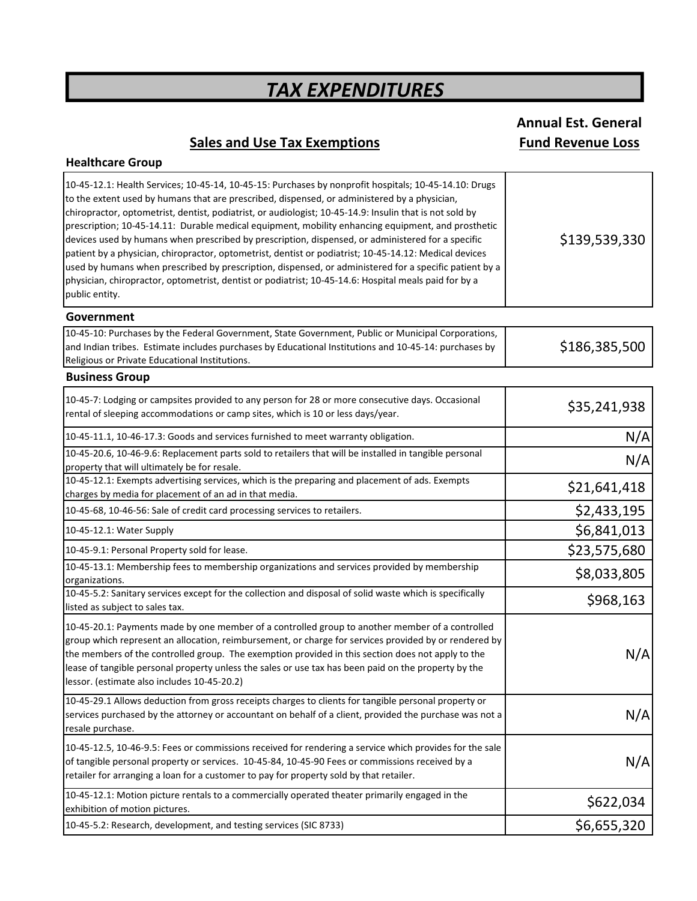# *TAX EXPENDITURES*

| Sales and Use Tax Exemptions | Annual Est. General Fund Revenue Loss |
|---|---|
| **Healthcare Group** | |
| 10-45-12.1: Health Services; 10-45-14, 10-45-15: Purchases by nonprofit hospitals; 10-45-14.10: Drugs to the extent used by humans that are prescribed, dispensed, or administered by a physician, chiropractor, optometrist, dentist, podiatrist, or audiologist; 10-45-14.9: Insulin that is not sold by prescription; 10-45-14.11: Durable medical equipment, mobility enhancing equipment, and prosthetic devices used by humans when prescribed by prescription, dispensed, or administered for a specific patient by a physician, chiropractor, optometrist, dentist or podiatrist; 10-45-14.12: Medical devices used by humans when prescribed by prescription, dispensed, or administered for a specific patient by a physician, chiropractor, optometrist, dentist or podiatrist; 10-45-14.6: Hospital meals paid for by a public entity. | $139,539,330 |
| **Government** | |
| 10-45-10: Purchases by the Federal Government, State Government, Public or Municipal Corporations, and Indian tribes. Estimate includes purchases by Educational Institutions and 10-45-14: purchases by Religious or Private Educational Institutions. | $186,385,500 |
| **Business Group** | |
| 10-45-7: Lodging or campsites provided to any person for 28 or more consecutive days. Occasional rental of sleeping accommodations or camp sites, which is 10 or less days/year. | $35,241,938 |
| 10-45-11.1, 10-46-17.3: Goods and services furnished to meet warranty obligation. | N/A |
| 10-45-20.6, 10-46-9.6: Replacement parts sold to retailers that will be installed in tangible personal property that will ultimately be for resale. | N/A |
| 10-45-12.1: Exempts advertising services, which is the preparing and placement of ads. Exempts charges by media for placement of an ad in that media. | $21,641,418 |
| 10-45-68, 10-46-56: Sale of credit card processing services to retailers. | $2,433,195 |
| 10-45-12.1: Water Supply | $6,841,013 |
| 10-45-9.1: Personal Property sold for lease. | $23,575,680 |
| 10-45-13.1: Membership fees to membership organizations and services provided by membership organizations. | $8,033,805 |
| 10-45-5.2: Sanitary services except for the collection and disposal of solid waste which is specifically listed as subject to sales tax. | $968,163 |
| 10-45-20.1: Payments made by one member of a controlled group to another member of a controlled group which represent an allocation, reimbursement, or charge for services provided by or rendered by the members of the controlled group. The exemption provided in this section does not apply to the lease of tangible personal property unless the sales or use tax has been paid on the property by the lessor. (estimate also includes 10-45-20.2) | N/A |
| 10-45-29.1 Allows deduction from gross receipts charges to clients for tangible personal property or services purchased by the attorney or accountant on behalf of a client, provided the purchase was not a resale purchase. | N/A |
| 10-45-12.5, 10-46-9.5: Fees or commissions received for rendering a service which provides for the sale of tangible personal property or services. 10-45-84, 10-45-90 Fees or commissions received by a retailer for arranging a loan for a customer to pay for property sold by that retailer. | N/A |
| 10-45-12.1: Motion picture rentals to a commercially operated theater primarily engaged in the exhibition of motion pictures. | $622,034 |
| 10-45-5.2: Research, development, and testing services (SIC 8733) | $6,655,320 |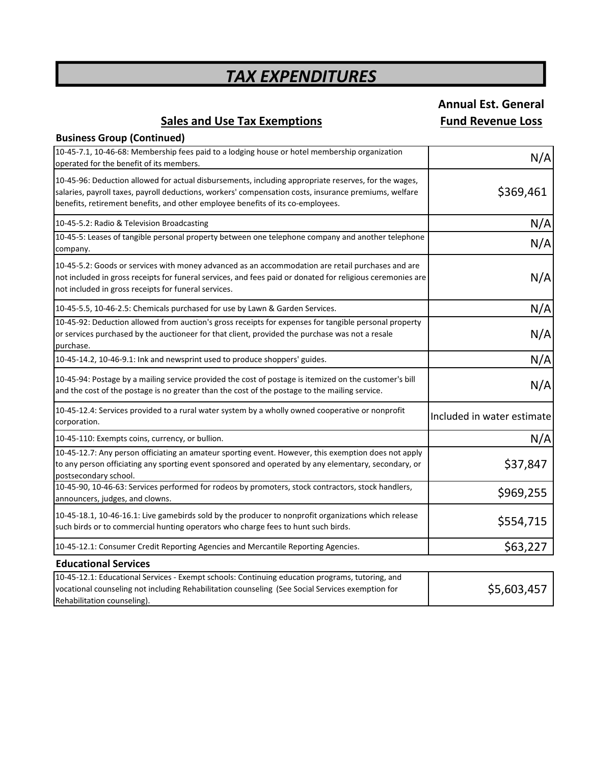# TAX EXPENDITURES

## Sales and Use Tax Exemptions

**Business Group (Continued)**

| Sales and Use Tax Exemptions | Annual Est. General Fund Revenue Loss |
|---|---|
| 10-45-7.1, 10-46-68: Membership fees paid to a lodging house or hotel membership organization operated for the benefit of its members. | N/A |
| 10-45-96: Deduction allowed for actual disbursements, including appropriate reserves, for the wages, salaries, payroll taxes, payroll deductions, workers' compensation costs, insurance premiums, welfare benefits, retirement benefits, and other employee benefits of its co-employees. | $369,461 |
| 10-45-5.2: Radio & Television Broadcasting | N/A |
| 10-45-5: Leases of tangible personal property between one telephone company and another telephone company. | N/A |
| 10-45-5.2: Goods or services with money advanced as an accommodation are retail purchases and are not included in gross receipts for funeral services, and fees paid or donated for religious ceremonies are not included in gross receipts for funeral services. | N/A |
| 10-45-5.5, 10-46-2.5: Chemicals purchased for use by Lawn & Garden Services. | N/A |
| 10-45-92: Deduction allowed from auction's gross receipts for expenses for tangible personal property or services purchased by the auctioneer for that client, provided the purchase was not a resale purchase. | N/A |
| 10-45-14.2, 10-46-9.1: Ink and newsprint used to produce shoppers' guides. | N/A |
| 10-45-94: Postage by a mailing service provided the cost of postage is itemized on the customer's bill and the cost of the postage is no greater than the cost of the postage to the mailing service. | N/A |
| 10-45-12.4: Services provided to a rural water system by a wholly owned cooperative or nonprofit corporation. | Included in water estimate |
| 10-45-110: Exempts coins, currency, or bullion. | N/A |
| 10-45-12.7: Any person officiating an amateur sporting event. However, this exemption does not apply to any person officiating any sporting event sponsored and operated by any elementary, secondary, or postsecondary school. | $37,847 |
| 10-45-90, 10-46-63: Services performed for rodeos by promoters, stock contractors, stock handlers, announcers, judges, and clowns. | $969,255 |
| 10-45-18.1, 10-46-16.1: Live gamebirds sold by the producer to nonprofit organizations which release such birds or to commercial hunting operators who charge fees to hunt such birds. | $554,715 |
| 10-45-12.1: Consumer Credit Reporting Agencies and Mercantile Reporting Agencies. | $63,227 |

**Educational Services**

| Sales and Use Tax Exemptions | Annual Est. General Fund Revenue Loss |
|---|---|
| 10-45-12.1: Educational Services - Exempt schools: Continuing education programs, tutoring, and vocational counseling not including Rehabilitation counseling (See Social Services exemption for Rehabilitation counseling). | $5,603,457 |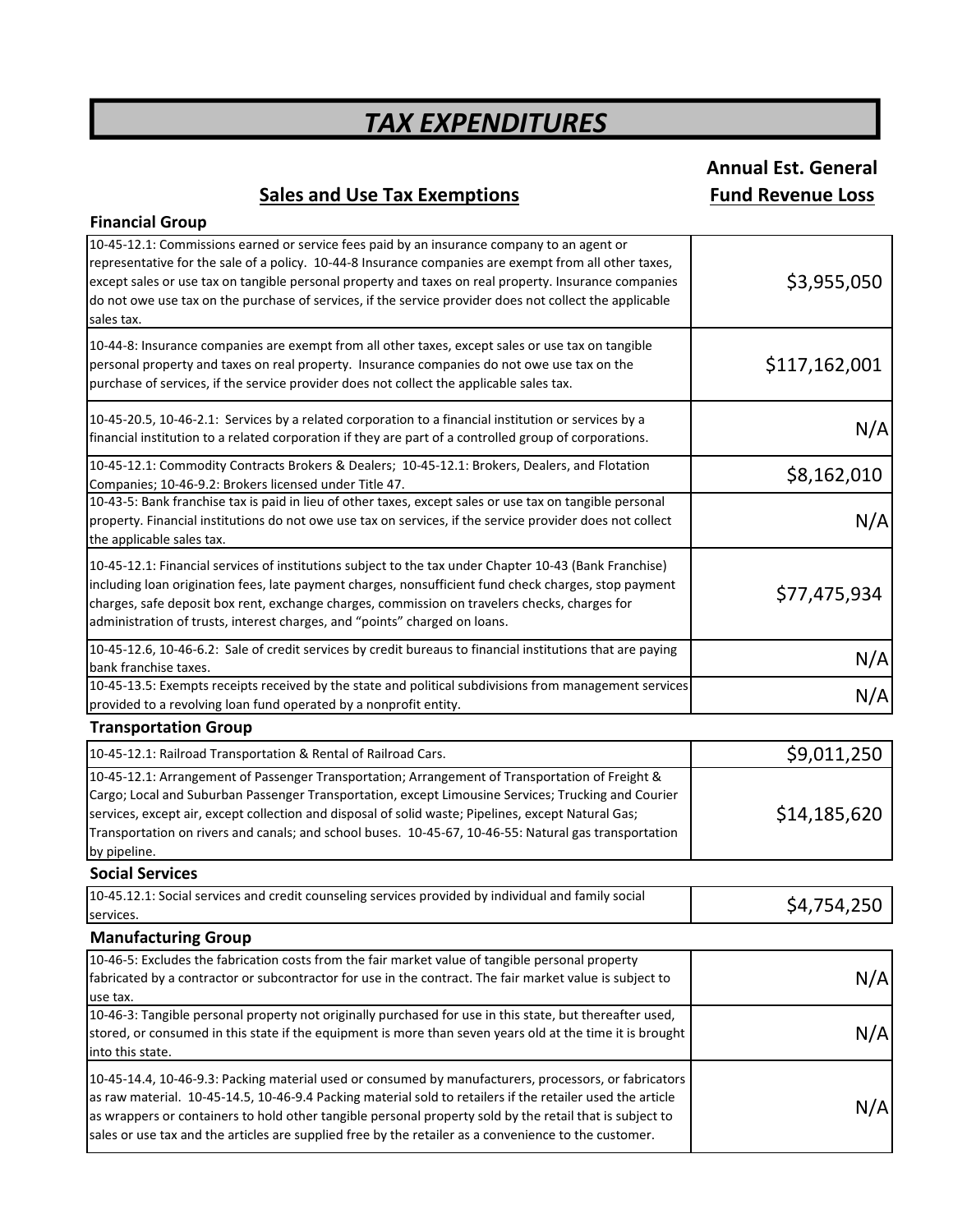# *TAX EXPENDITURES*

| Sales and Use Tax Exemptions | Annual Est. General Fund Revenue Loss |
|---|---|
| **Financial Group** | |
| 10-45-12.1: Commissions earned or service fees paid by an insurance company to an agent or representative for the sale of a policy. 10-44-8 Insurance companies are exempt from all other taxes, except sales or use tax on tangible personal property and taxes on real property. Insurance companies do not owe use tax on the purchase of services, if the service provider does not collect the applicable sales tax. | $3,955,050 |
| 10-44-8: Insurance companies are exempt from all other taxes, except sales or use tax on tangible personal property and taxes on real property. Insurance companies do not owe use tax on the purchase of services, if the service provider does not collect the applicable sales tax. | $117,162,001 |
| 10-45-20.5, 10-46-2.1: Services by a related corporation to a financial institution or services by a financial institution to a related corporation if they are part of a controlled group of corporations. | N/A |
| 10-45-12.1: Commodity Contracts Brokers & Dealers; 10-45-12.1: Brokers, Dealers, and Flotation Companies; 10-46-9.2: Brokers licensed under Title 47. | $8,162,010 |
| 10-43-5: Bank franchise tax is paid in lieu of other taxes, except sales or use tax on tangible personal property. Financial institutions do not owe use tax on services, if the service provider does not collect the applicable sales tax. | N/A |
| 10-45-12.1: Financial services of institutions subject to the tax under Chapter 10-43 (Bank Franchise) including loan origination fees, late payment charges, nonsufficient fund check charges, stop payment charges, safe deposit box rent, exchange charges, commission on travelers checks, charges for administration of trusts, interest charges, and "points" charged on loans. | $77,475,934 |
| 10-45-12.6, 10-46-6.2: Sale of credit services by credit bureaus to financial institutions that are paying bank franchise taxes. | N/A |
| 10-45-13.5: Exempts receipts received by the state and political subdivisions from management services provided to a revolving loan fund operated by a nonprofit entity. | N/A |
| **Transportation Group** | |
| 10-45-12.1: Railroad Transportation & Rental of Railroad Cars. | $9,011,250 |
| 10-45-12.1: Arrangement of Passenger Transportation; Arrangement of Transportation of Freight & Cargo; Local and Suburban Passenger Transportation, except Limousine Services; Trucking and Courier services, except air, except collection and disposal of solid waste; Pipelines, except Natural Gas; Transportation on rivers and canals; and school buses. 10-45-67, 10-46-55: Natural gas transportation by pipeline. | $14,185,620 |
| **Social Services** | |
| 10-45.12.1: Social services and credit counseling services provided by individual and family social services. | $4,754,250 |
| **Manufacturing Group** | |
| 10-46-5: Excludes the fabrication costs from the fair market value of tangible personal property fabricated by a contractor or subcontractor for use in the contract. The fair market value is subject to use tax. | N/A |
| 10-46-3: Tangible personal property not originally purchased for use in this state, but thereafter used, stored, or consumed in this state if the equipment is more than seven years old at the time it is brought into this state. | N/A |
| 10-45-14.4, 10-46-9.3: Packing material used or consumed by manufacturers, processors, or fabricators as raw material. 10-45-14.5, 10-46-9.4 Packing material sold to retailers if the retailer used the article as wrappers or containers to hold other tangible personal property sold by the retail that is subject to sales or use tax and the articles are supplied free by the retailer as a convenience to the customer. | N/A |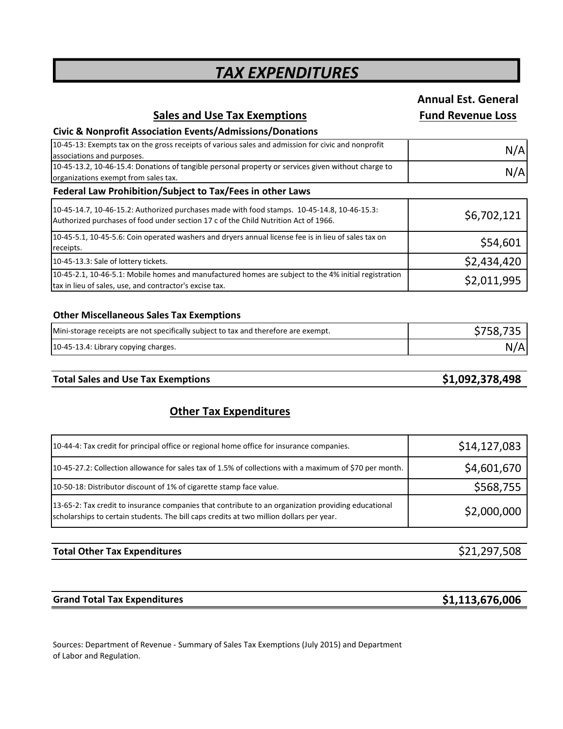# *TAX EXPENDITURES*

## Sales and Use Tax Exemptions

| | Annual Est. General Fund Revenue Loss |
|---|---|
| **Civic & Nonprofit Association Events/Admissions/Donations** | |
| 10-45-13: Exempts tax on the gross receipts of various sales and admission for civic and nonprofit associations and purposes. | N/A |
| 10-45-13.2, 10-46-15.4: Donations of tangible personal property or services given without charge to organizations exempt from sales tax. | N/A |
| **Federal Law Prohibition/Subject to Tax/Fees in other Laws** | |
| 10-45-14.7, 10-46-15.2: Authorized purchases made with food stamps. 10-45-14.8, 10-46-15.3: Authorized purchases of food under section 17 c of the Child Nutrition Act of 1966. | $6,702,121 |
| 10-45-5.1, 10-45-5.6: Coin operated washers and dryers annual license fee is in lieu of sales tax on receipts. | $54,601 |
| 10-45-13.3: Sale of lottery tickets. | $2,434,420 |
| 10-45-2.1, 10-46-5.1: Mobile homes and manufactured homes are subject to the 4% initial registration tax in lieu of sales, use, and contractor's excise tax. | $2,011,995 |
| **Other Miscellaneous Sales Tax Exemptions** | |
| Mini-storage receipts are not specifically subject to tax and therefore are exempt. | $758,735 |
| 10-45-13.4: Library copying charges. | N/A |
| **Total Sales and Use Tax Exemptions** | **$1,092,378,498** |

## Other Tax Expenditures

| | |
|---|---|
| 10-44-4: Tax credit for principal office or regional home office for insurance companies. | $14,127,083 |
| 10-45-27.2: Collection allowance for sales tax of 1.5% of collections with a maximum of $70 per month. | $4,601,670 |
| 10-50-18: Distributor discount of 1% of cigarette stamp face value. | $568,755 |
| 13-65-2: Tax credit to insurance companies that contribute to an organization providing educational scholarships to certain students. The bill caps credits at two million dollars per year. | $2,000,000 |
| **Total Other Tax Expenditures** | $21,297,508 |
| **Grand Total Tax Expenditures** | **$1,113,676,006** |

Sources: Department of Revenue - Summary of Sales Tax Exemptions (July 2015) and Department of Labor and Regulation.